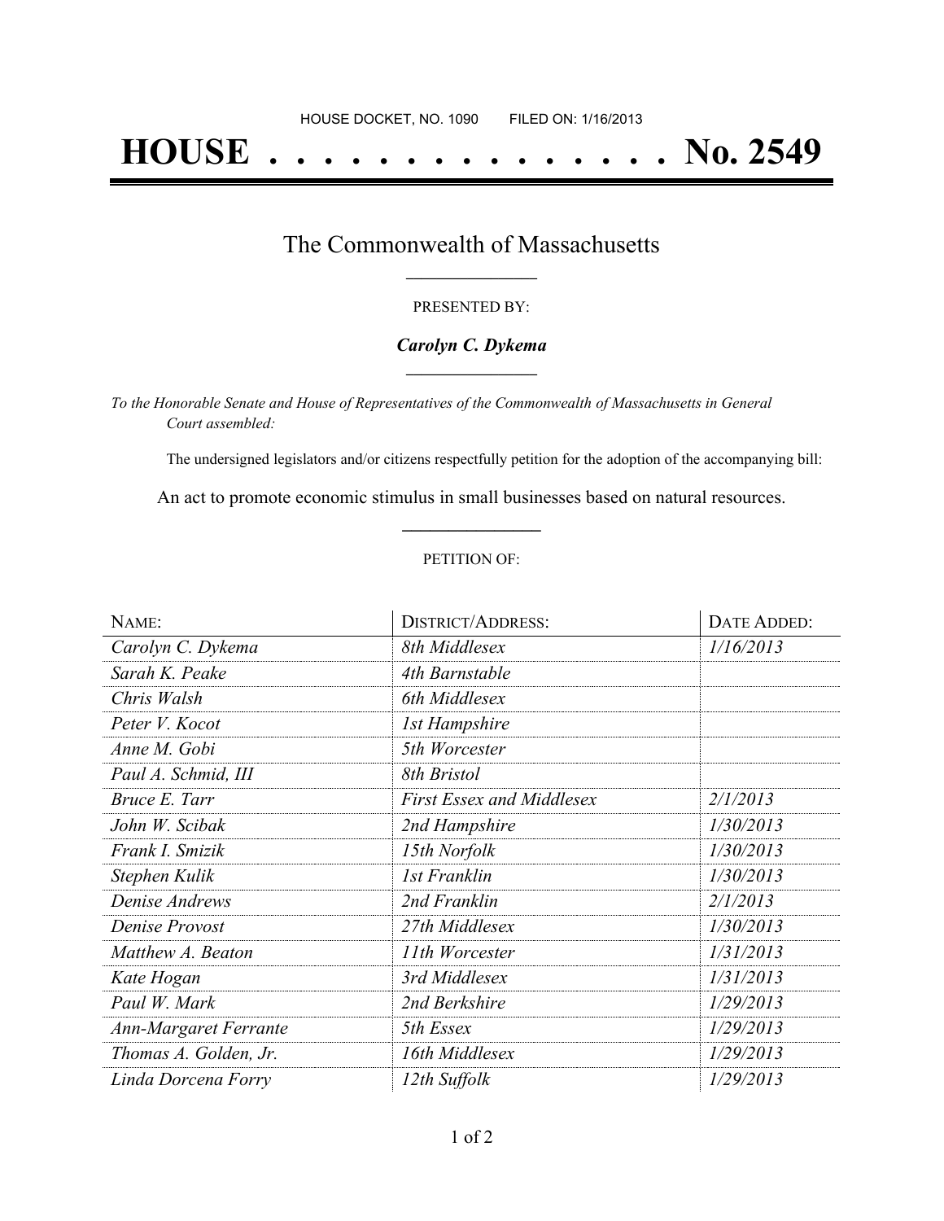HOUSE DOCKET, NO. 1090 FILED ON: 1/16/2013

# HOUSE . . . . . . . . . . . . . . . No. 2549

## The Commonwealth of Massachusetts

PRESENTED BY:

***Carolyn C. Dykema***

*To the Honorable Senate and House of Representatives of the Commonwealth of Massachusetts in General Court assembled:*

The undersigned legislators and/or citizens respectfully petition for the adoption of the accompanying bill:

An act to promote economic stimulus in small businesses based on natural resources.

PETITION OF:

| NAME: | DISTRICT/ADDRESS: | DATE ADDED: |
|---|---|---|
| *Carolyn C. Dykema* | *8th Middlesex* | *1/16/2013* |
| *Sarah K. Peake* | *4th Barnstable* | |
| *Chris Walsh* | *6th Middlesex* | |
| *Peter V. Kocot* | *1st Hampshire* | |
| *Anne M. Gobi* | *5th Worcester* | |
| *Paul A. Schmid, III* | *8th Bristol* | |
| *Bruce E. Tarr* | *First Essex and Middlesex* | *2/1/2013* |
| *John W. Scibak* | *2nd Hampshire* | *1/30/2013* |
| *Frank I. Smizik* | *15th Norfolk* | *1/30/2013* |
| *Stephen Kulik* | *1st Franklin* | *1/30/2013* |
| *Denise Andrews* | *2nd Franklin* | *2/1/2013* |
| *Denise Provost* | *27th Middlesex* | *1/30/2013* |
| *Matthew A. Beaton* | *11th Worcester* | *1/31/2013* |
| *Kate Hogan* | *3rd Middlesex* | *1/31/2013* |
| *Paul W. Mark* | *2nd Berkshire* | *1/29/2013* |
| *Ann-Margaret Ferrante* | *5th Essex* | *1/29/2013* |
| *Thomas A. Golden, Jr.* | *16th Middlesex* | *1/29/2013* |
| *Linda Dorcena Forry* | *12th Suffolk* | *1/29/2013* |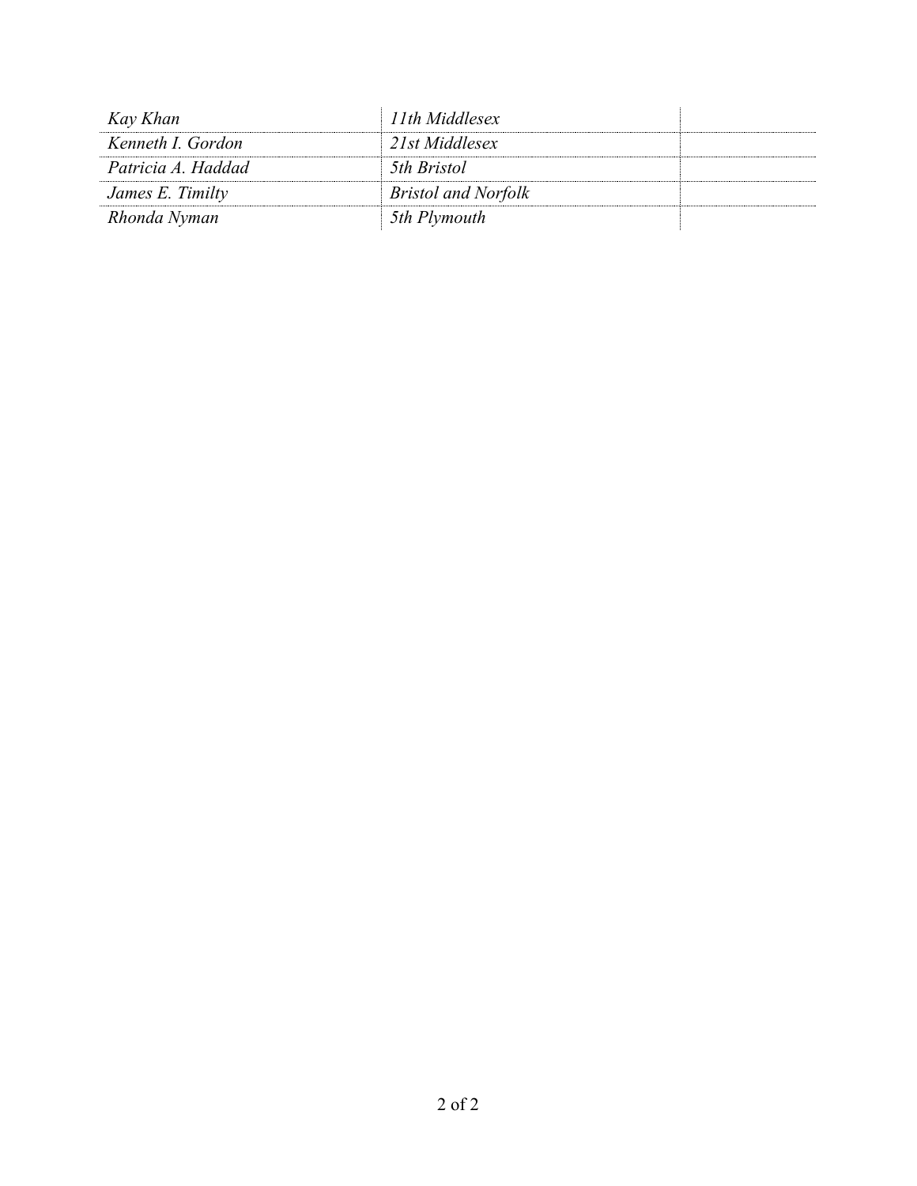| | | |
|---|---|---|
| *Kay Khan* | *11th Middlesex* | |
| *Kenneth I. Gordon* | *21st Middlesex* | |
| *Patricia A. Haddad* | *5th Bristol* | |
| *James E. Timilty* | *Bristol and Norfolk* | |
| *Rhonda Nyman* | *5th Plymouth* | |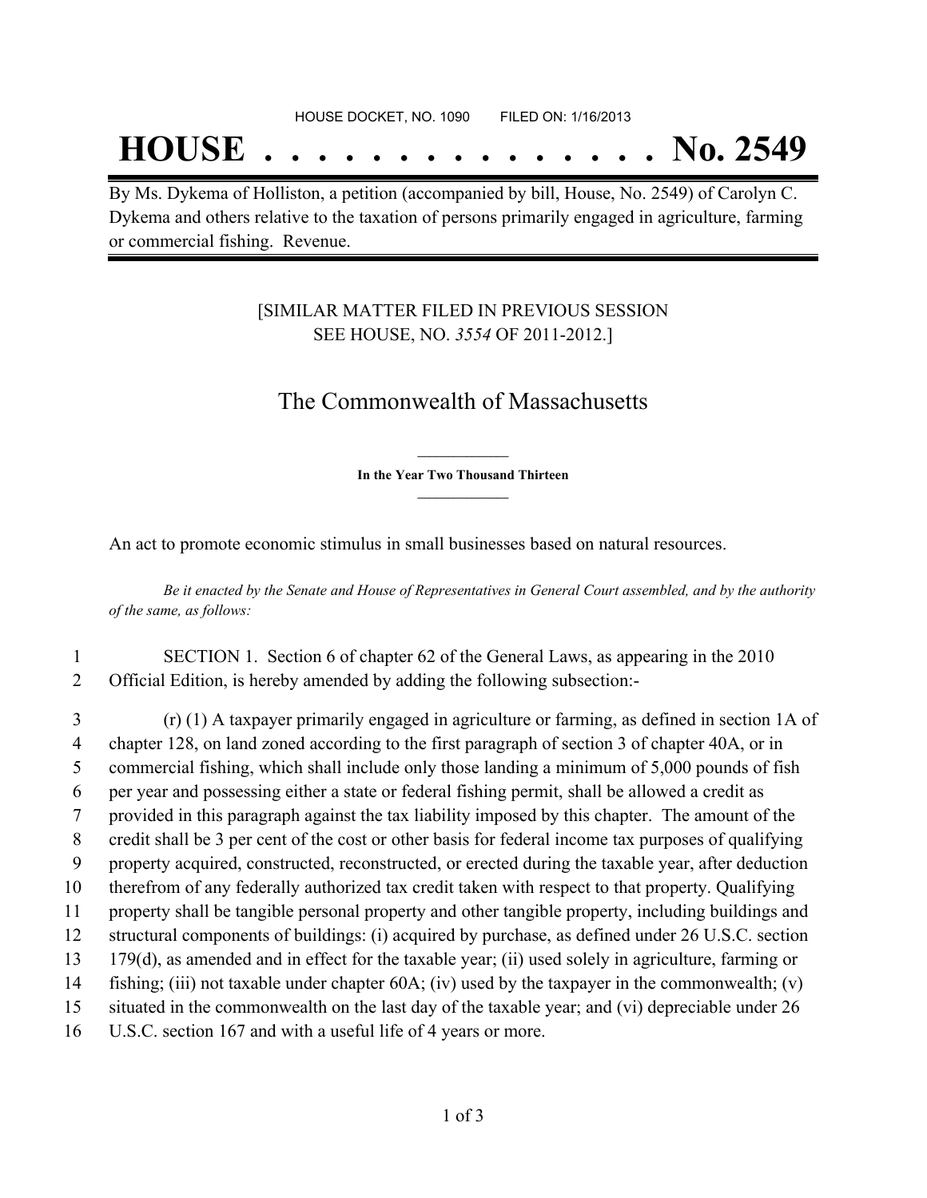HOUSE DOCKET, NO. 1090 FILED ON: 1/16/2013

# HOUSE . . . . . . . . . . . . . . . No. 2549

By Ms. Dykema of Holliston, a petition (accompanied by bill, House, No. 2549) of Carolyn C. Dykema and others relative to the taxation of persons primarily engaged in agriculture, farming or commercial fishing. Revenue.

[SIMILAR MATTER FILED IN PREVIOUS SESSION SEE HOUSE, NO. *3554* OF 2011-2012.]

## The Commonwealth of Massachusetts

**In the Year Two Thousand Thirteen**

An act to promote economic stimulus in small businesses based on natural resources.

*Be it enacted by the Senate and House of Representatives in General Court assembled, and by the authority of the same, as follows:*

1 SECTION 1. Section 6 of chapter 62 of the General Laws, as appearing in the 2010
2 Official Edition, is hereby amended by adding the following subsection:-

3 (r) (1) A taxpayer primarily engaged in agriculture or farming, as defined in section 1A of
4 chapter 128, on land zoned according to the first paragraph of section 3 of chapter 40A, or in
5 commercial fishing, which shall include only those landing a minimum of 5,000 pounds of fish
6 per year and possessing either a state or federal fishing permit, shall be allowed a credit as
7 provided in this paragraph against the tax liability imposed by this chapter. The amount of the
8 credit shall be 3 per cent of the cost or other basis for federal income tax purposes of qualifying
9 property acquired, constructed, reconstructed, or erected during the taxable year, after deduction
10 therefrom of any federally authorized tax credit taken with respect to that property. Qualifying
11 property shall be tangible personal property and other tangible property, including buildings and
12 structural components of buildings: (i) acquired by purchase, as defined under 26 U.S.C. section
13 179(d), as amended and in effect for the taxable year; (ii) used solely in agriculture, farming or
14 fishing; (iii) not taxable under chapter 60A; (iv) used by the taxpayer in the commonwealth; (v)
15 situated in the commonwealth on the last day of the taxable year; and (vi) depreciable under 26
16 U.S.C. section 167 and with a useful life of 4 years or more.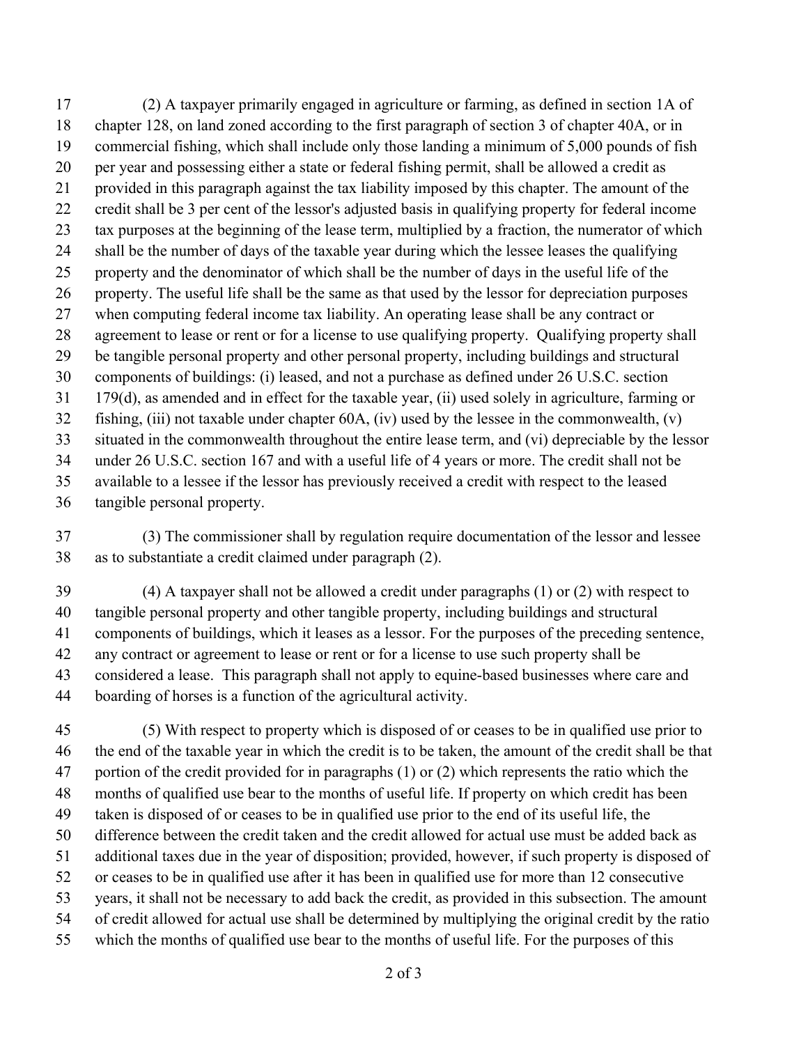(2) A taxpayer primarily engaged in agriculture or farming, as defined in section 1A of chapter 128, on land zoned according to the first paragraph of section 3 of chapter 40A, or in commercial fishing, which shall include only those landing a minimum of 5,000 pounds of fish per year and possessing either a state or federal fishing permit, shall be allowed a credit as provided in this paragraph against the tax liability imposed by this chapter. The amount of the credit shall be 3 per cent of the lessor's adjusted basis in qualifying property for federal income tax purposes at the beginning of the lease term, multiplied by a fraction, the numerator of which shall be the number of days of the taxable year during which the lessee leases the qualifying property and the denominator of which shall be the number of days in the useful life of the property. The useful life shall be the same as that used by the lessor for depreciation purposes when computing federal income tax liability. An operating lease shall be any contract or agreement to lease or rent or for a license to use qualifying property. Qualifying property shall be tangible personal property and other personal property, including buildings and structural components of buildings: (i) leased, and not a purchase as defined under 26 U.S.C. section 179(d), as amended and in effect for the taxable year, (ii) used solely in agriculture, farming or fishing, (iii) not taxable under chapter 60A, (iv) used by the lessee in the commonwealth, (v) situated in the commonwealth throughout the entire lease term, and (vi) depreciable by the lessor under 26 U.S.C. section 167 and with a useful life of 4 years or more. The credit shall not be available to a lessee if the lessor has previously received a credit with respect to the leased tangible personal property.

(3) The commissioner shall by regulation require documentation of the lessor and lessee as to substantiate a credit claimed under paragraph (2).

(4) A taxpayer shall not be allowed a credit under paragraphs (1) or (2) with respect to tangible personal property and other tangible property, including buildings and structural components of buildings, which it leases as a lessor. For the purposes of the preceding sentence, any contract or agreement to lease or rent or for a license to use such property shall be considered a lease. This paragraph shall not apply to equine-based businesses where care and boarding of horses is a function of the agricultural activity.

(5) With respect to property which is disposed of or ceases to be in qualified use prior to the end of the taxable year in which the credit is to be taken, the amount of the credit shall be that portion of the credit provided for in paragraphs (1) or (2) which represents the ratio which the months of qualified use bear to the months of useful life. If property on which credit has been taken is disposed of or ceases to be in qualified use prior to the end of its useful life, the difference between the credit taken and the credit allowed for actual use must be added back as additional taxes due in the year of disposition; provided, however, if such property is disposed of or ceases to be in qualified use after it has been in qualified use for more than 12 consecutive years, it shall not be necessary to add back the credit, as provided in this subsection. The amount of credit allowed for actual use shall be determined by multiplying the original credit by the ratio which the months of qualified use bear to the months of useful life. For the purposes of this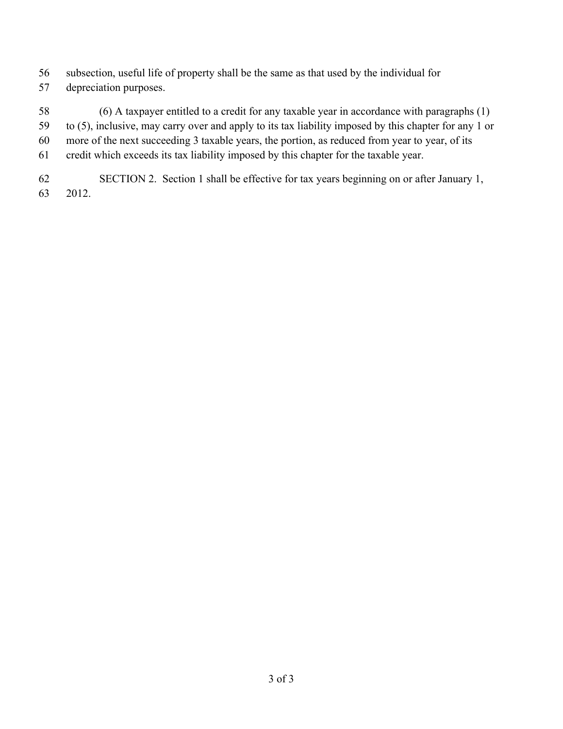subsection, useful life of property shall be the same as that used by the individual for depreciation purposes.

(6) A taxpayer entitled to a credit for any taxable year in accordance with paragraphs (1) to (5), inclusive, may carry over and apply to its tax liability imposed by this chapter for any 1 or more of the next succeeding 3 taxable years, the portion, as reduced from year to year, of its credit which exceeds its tax liability imposed by this chapter for the taxable year.

SECTION 2. Section 1 shall be effective for tax years beginning on or after January 1, 2012.